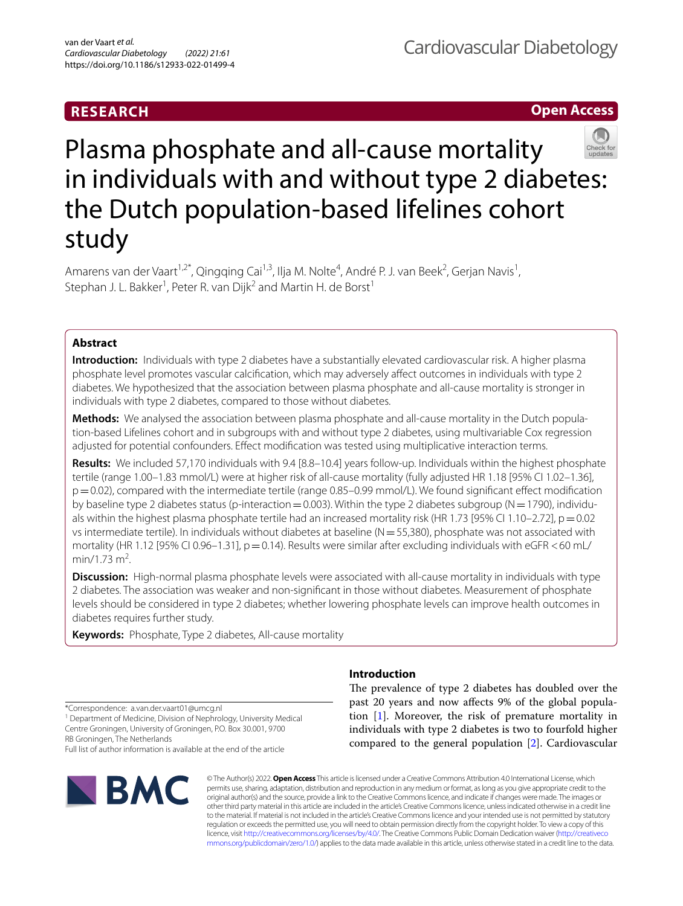RESEARCH

Open Access

# Plasma phosphate and all-cause mortality in individuals with and without type 2 diabetes: the Dutch population-based lifelines cohort study

Amarens van der Vaart[1,2*], Qingqing Cai[1,3], Ilja M. Nolte[4], André P. J. van Beek[2], Gerjan Navis[1], Stephan J. L. Bakker[1], Peter R. van Dijk[2] and Martin H. de Borst[1]

## Abstract

**Introduction:** Individuals with type 2 diabetes have a substantially elevated cardiovascular risk. A higher plasma phosphate level promotes vascular calcification, which may adversely affect outcomes in individuals with type 2 diabetes. We hypothesized that the association between plasma phosphate and all-cause mortality is stronger in individuals with type 2 diabetes, compared to those without diabetes.

**Methods:** We analysed the association between plasma phosphate and all-cause mortality in the Dutch population-based Lifelines cohort and in subgroups with and without type 2 diabetes, using multivariable Cox regression adjusted for potential confounders. Effect modification was tested using multiplicative interaction terms.

**Results:** We included 57,170 individuals with 9.4 [8.8–10.4] years follow-up. Individuals within the highest phosphate tertile (range 1.00–1.83 mmol/L) were at higher risk of all-cause mortality (fully adjusted HR 1.18 [95% CI 1.02–1.36], $p = 0.02$), compared with the intermediate tertile (range 0.85–0.99 mmol/L). We found significant effect modification by baseline type 2 diabetes status (p-interaction = 0.003). Within the type 2 diabetes subgroup (N = 1790), individuals within the highest plasma phosphate tertile had an increased mortality risk (HR 1.73 [95% CI 1.10–2.72], $p = 0.02$ vs intermediate tertile). In individuals without diabetes at baseline (N = 55,380), phosphate was not associated with mortality (HR 1.12 [95% CI 0.96–1.31], $p = 0.14$). Results were similar after excluding individuals with eGFR < 60 mL/min/1.73 $m^2$.

**Discussion:** High-normal plasma phosphate levels were associated with all-cause mortality in individuals with type 2 diabetes. The association was weaker and non-significant in those without diabetes. Measurement of phosphate levels should be considered in type 2 diabetes; whether lowering phosphate levels can improve health outcomes in diabetes requires further study.

**Keywords:** Phosphate, Type 2 diabetes, All-cause mortality

## Introduction

The prevalence of type 2 diabetes has doubled over the past 20 years and now affects 9% of the global population [1]. Moreover, the risk of premature mortality in individuals with type 2 diabetes is two to fourfold higher compared to the general population [2]. Cardiovascular

*Correspondence: a.van.der.vaart01@umcg.nl
[1] Department of Medicine, Division of Nephrology, University Medical Centre Groningen, University of Groningen, P.O. Box 30.001, 9700 RB Groningen, The Netherlands
Full list of author information is available at the end of the article

© The Author(s) 2022. **Open Access** This article is licensed under a Creative Commons Attribution 4.0 International License, which permits use, sharing, adaptation, distribution and reproduction in any medium or format, as long as you give appropriate credit to the original author(s) and the source, provide a link to the Creative Commons licence, and indicate if changes were made. The images or other third party material in this article are included in the article's Creative Commons licence, unless indicated otherwise in a credit line to the material. If material is not included in the article's Creative Commons licence and your intended use is not permitted by statutory regulation or exceeds the permitted use, you will need to obtain permission directly from the copyright holder. To view a copy of this licence, visit http://creativecommons.org/licenses/by/4.0/. The Creative Commons Public Domain Dedication waiver (http://creativecommons.org/publicdomain/zero/1.0/) applies to the data made available in this article, unless otherwise stated in a credit line to the data.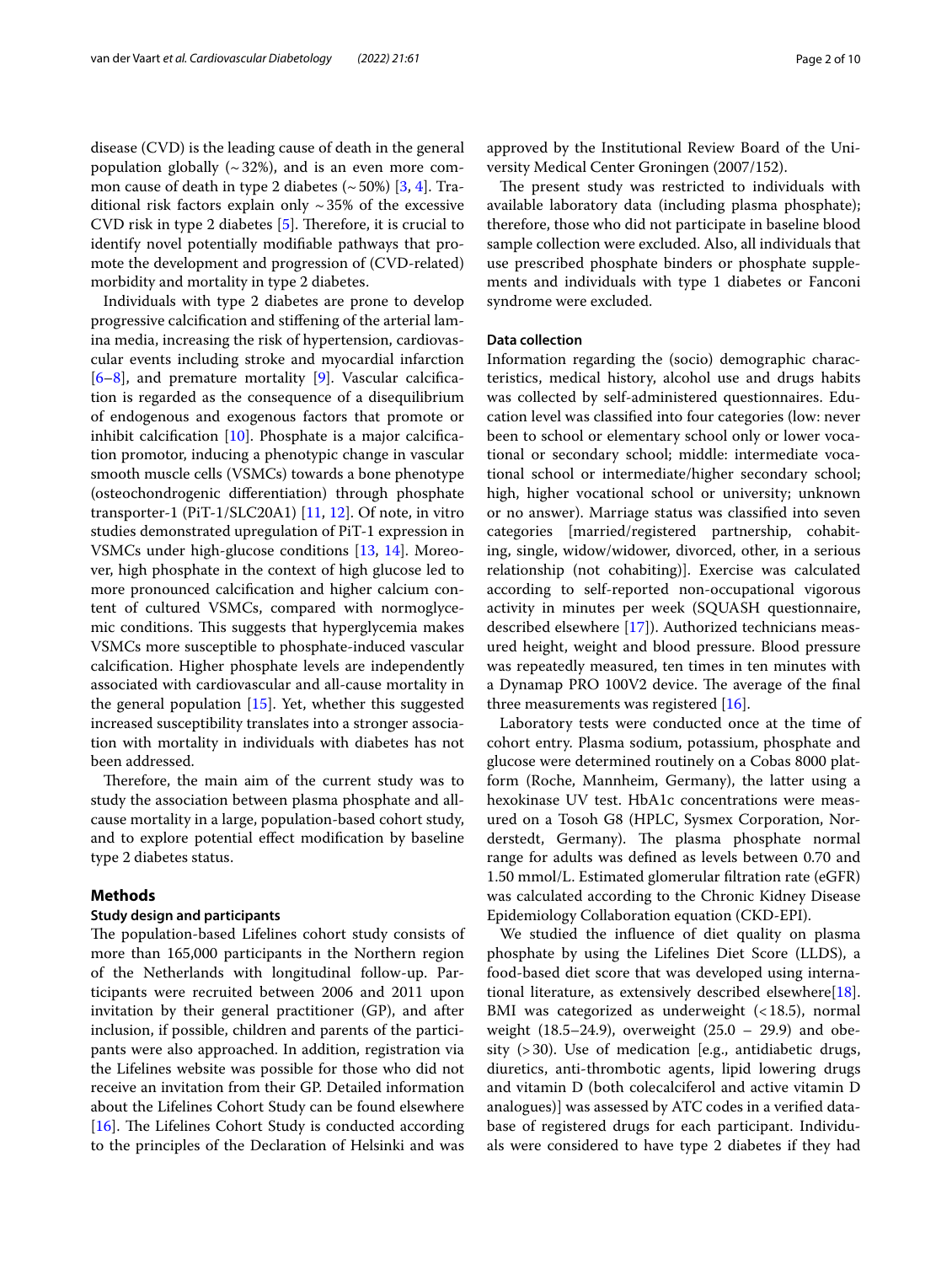disease (CVD) is the leading cause of death in the general population globally (~32%), and is an even more common cause of death in type 2 diabetes (~50%) [3, 4]. Traditional risk factors explain only ~35% of the excessive CVD risk in type 2 diabetes [5]. Therefore, it is crucial to identify novel potentially modifiable pathways that promote the development and progression of (CVD-related) morbidity and mortality in type 2 diabetes.

Individuals with type 2 diabetes are prone to develop progressive calcification and stiffening of the arterial lamina media, increasing the risk of hypertension, cardiovascular events including stroke and myocardial infarction [6–8], and premature mortality [9]. Vascular calcification is regarded as the consequence of a disequilibrium of endogenous and exogenous factors that promote or inhibit calcification [10]. Phosphate is a major calcification promotor, inducing a phenotypic change in vascular smooth muscle cells (VSMCs) towards a bone phenotype (osteochondrogenic differentiation) through phosphate transporter-1 (PiT-1/SLC20A1) [11, 12]. Of note, in vitro studies demonstrated upregulation of PiT-1 expression in VSMCs under high-glucose conditions [13, 14]. Moreover, high phosphate in the context of high glucose led to more pronounced calcification and higher calcium content of cultured VSMCs, compared with normoglycemic conditions. This suggests that hyperglycemia makes VSMCs more susceptible to phosphate-induced vascular calcification. Higher phosphate levels are independently associated with cardiovascular and all-cause mortality in the general population [15]. Yet, whether this suggested increased susceptibility translates into a stronger association with mortality in individuals with diabetes has not been addressed.

Therefore, the main aim of the current study was to study the association between plasma phosphate and all-cause mortality in a large, population-based cohort study, and to explore potential effect modification by baseline type 2 diabetes status.

## Methods

### Study design and participants

The population-based Lifelines cohort study consists of more than 165,000 participants in the Northern region of the Netherlands with longitudinal follow-up. Participants were recruited between 2006 and 2011 upon invitation by their general practitioner (GP), and after inclusion, if possible, children and parents of the participants were also approached. In addition, registration via the Lifelines website was possible for those who did not receive an invitation from their GP. Detailed information about the Lifelines Cohort Study can be found elsewhere [16]. The Lifelines Cohort Study is conducted according to the principles of the Declaration of Helsinki and was approved by the Institutional Review Board of the University Medical Center Groningen (2007/152).

The present study was restricted to individuals with available laboratory data (including plasma phosphate); therefore, those who did not participate in baseline blood sample collection were excluded. Also, all individuals that use prescribed phosphate binders or phosphate supplements and individuals with type 1 diabetes or Fanconi syndrome were excluded.

### Data collection

Information regarding the (socio) demographic characteristics, medical history, alcohol use and drugs habits was collected by self-administered questionnaires. Education level was classified into four categories (low: never been to school or elementary school only or lower vocational or secondary school; middle: intermediate vocational school or intermediate/higher secondary school; high, higher vocational school or university; unknown or no answer). Marriage status was classified into seven categories [married/registered partnership, cohabiting, single, widow/widower, divorced, other, in a serious relationship (not cohabiting)]. Exercise was calculated according to self-reported non-occupational vigorous activity in minutes per week (SQUASH questionnaire, described elsewhere [17]). Authorized technicians measured height, weight and blood pressure. Blood pressure was repeatedly measured, ten times in ten minutes with a Dynamap PRO 100V2 device. The average of the final three measurements was registered [16].

Laboratory tests were conducted once at the time of cohort entry. Plasma sodium, potassium, phosphate and glucose were determined routinely on a Cobas 8000 platform (Roche, Mannheim, Germany), the latter using a hexokinase UV test. HbA1c concentrations were measured on a Tosoh G8 (HPLC, Sysmex Corporation, Norderstedt, Germany). The plasma phosphate normal range for adults was defined as levels between 0.70 and 1.50 mmol/L. Estimated glomerular filtration rate (eGFR) was calculated according to the Chronic Kidney Disease Epidemiology Collaboration equation (CKD-EPI).

We studied the influence of diet quality on plasma phosphate by using the Lifelines Diet Score (LLDS), a food-based diet score that was developed using international literature, as extensively described elsewhere[18]. BMI was categorized as underweight (<18.5), normal weight (18.5–24.9), overweight (25.0 – 29.9) and obesity (>30). Use of medication [e.g., antidiabetic drugs, diuretics, anti-thrombotic agents, lipid lowering drugs and vitamin D (both colecalciferol and active vitamin D analogues)] was assessed by ATC codes in a verified database of registered drugs for each participant. Individuals were considered to have type 2 diabetes if they had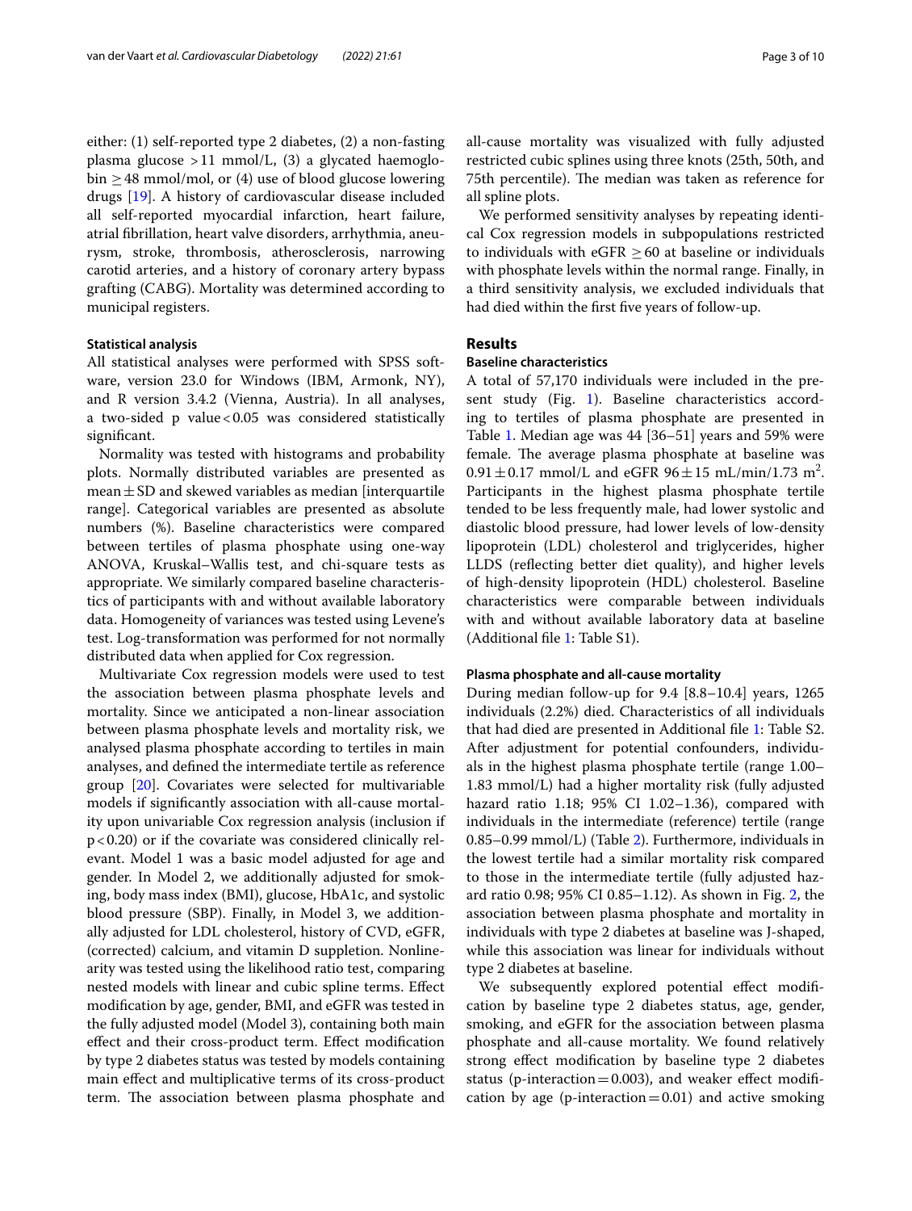either: (1) self-reported type 2 diabetes, (2) a non-fasting plasma glucose >11 mmol/L, (3) a glycated haemoglobin ≥48 mmol/mol, or (4) use of blood glucose lowering drugs [19]. A history of cardiovascular disease included all self-reported myocardial infarction, heart failure, atrial fibrillation, heart valve disorders, arrhythmia, aneurysm, stroke, thrombosis, atherosclerosis, narrowing carotid arteries, and a history of coronary artery bypass grafting (CABG). Mortality was determined according to municipal registers.

#### Statistical analysis

All statistical analyses were performed with SPSS software, version 23.0 for Windows (IBM, Armonk, NY), and R version 3.4.2 (Vienna, Austria). In all analyses, a two-sided p value <0.05 was considered statistically significant.

Normality was tested with histograms and probability plots. Normally distributed variables are presented as mean ± SD and skewed variables as median [interquartile range]. Categorical variables are presented as absolute numbers (%). Baseline characteristics were compared between tertiles of plasma phosphate using one-way ANOVA, Kruskal–Wallis test, and chi-square tests as appropriate. We similarly compared baseline characteristics of participants with and without available laboratory data. Homogeneity of variances was tested using Levene's test. Log-transformation was performed for not normally distributed data when applied for Cox regression.

Multivariate Cox regression models were used to test the association between plasma phosphate levels and mortality. Since we anticipated a non-linear association between plasma phosphate levels and mortality risk, we analysed plasma phosphate according to tertiles in main analyses, and defined the intermediate tertile as reference group [20]. Covariates were selected for multivariable models if significantly association with all-cause mortality upon univariable Cox regression analysis (inclusion if p <0.20) or if the covariate was considered clinically relevant. Model 1 was a basic model adjusted for age and gender. In Model 2, we additionally adjusted for smoking, body mass index (BMI), glucose, HbA1c, and systolic blood pressure (SBP). Finally, in Model 3, we additionally adjusted for LDL cholesterol, history of CVD, eGFR, (corrected) calcium, and vitamin D suppletion. Nonlinearity was tested using the likelihood ratio test, comparing nested models with linear and cubic spline terms. Effect modification by age, gender, BMI, and eGFR was tested in the fully adjusted model (Model 3), containing both main effect and their cross-product term. Effect modification by type 2 diabetes status was tested by models containing main effect and multiplicative terms of its cross-product term. The association between plasma phosphate and all-cause mortality was visualized with fully adjusted restricted cubic splines using three knots (25th, 50th, and 75th percentile). The median was taken as reference for all spline plots.

We performed sensitivity analyses by repeating identical Cox regression models in subpopulations restricted to individuals with eGFR ≥60 at baseline or individuals with phosphate levels within the normal range. Finally, in a third sensitivity analysis, we excluded individuals that had died within the first five years of follow-up.

## Results

#### Baseline characteristics

A total of 57,170 individuals were included in the present study (Fig. 1). Baseline characteristics according to tertiles of plasma phosphate are presented in Table 1. Median age was 44 [36–51] years and 59% were female. The average plasma phosphate at baseline was 0.91 ± 0.17 mmol/L and eGFR 96 ± 15 mL/min/1.73 $m^2$. Participants in the highest plasma phosphate tertile tended to be less frequently male, had lower systolic and diastolic blood pressure, had lower levels of low-density lipoprotein (LDL) cholesterol and triglycerides, higher LLDS (reflecting better diet quality), and higher levels of high-density lipoprotein (HDL) cholesterol. Baseline characteristics were comparable between individuals with and without available laboratory data at baseline (Additional file 1: Table S1).

#### Plasma phosphate and all-cause mortality

During median follow-up for 9.4 [8.8–10.4] years, 1265 individuals (2.2%) died. Characteristics of all individuals that had died are presented in Additional file 1: Table S2. After adjustment for potential confounders, individuals in the highest plasma phosphate tertile (range 1.00–1.83 mmol/L) had a higher mortality risk (fully adjusted hazard ratio 1.18; 95% CI 1.02–1.36), compared with individuals in the intermediate (reference) tertile (range 0.85–0.99 mmol/L) (Table 2). Furthermore, individuals in the lowest tertile had a similar mortality risk compared to those in the intermediate tertile (fully adjusted hazard ratio 0.98; 95% CI 0.85–1.12). As shown in Fig. 2, the association between plasma phosphate and mortality in individuals with type 2 diabetes at baseline was J-shaped, while this association was linear for individuals without type 2 diabetes at baseline.

We subsequently explored potential effect modification by baseline type 2 diabetes status, age, gender, smoking, and eGFR for the association between plasma phosphate and all-cause mortality. We found relatively strong effect modification by baseline type 2 diabetes status (p-interaction = 0.003), and weaker effect modification by age (p-interaction = 0.01) and active smoking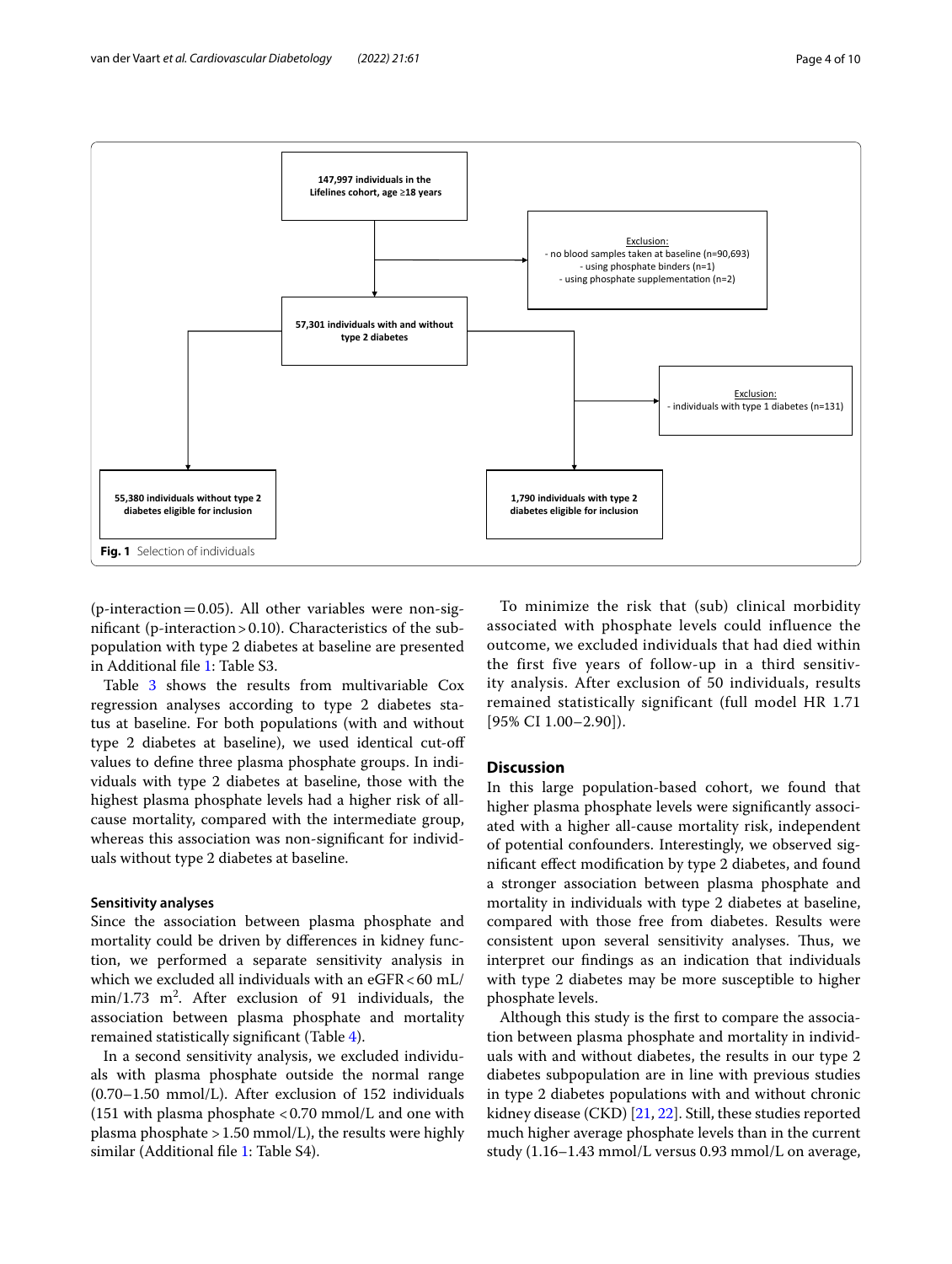147,997 individuals in the Lifelines cohort, age ≥18 years

Exclusion:
- no blood samples taken at baseline (n=90,693)
- using phosphate binders (n=1)
- using phosphate supplementation (n=2)

57,301 individuals with and without type 2 diabetes

Exclusion:
- individuals with type 1 diabetes (n=131)

55,380 individuals without type 2 diabetes eligible for inclusion

1,790 individuals with type 2 diabetes eligible for inclusion

**Fig. 1** Selection of individuals

(p-interaction = 0.05). All other variables were non-significant (p-interaction > 0.10). Characteristics of the subpopulation with type 2 diabetes at baseline are presented in Additional file 1: Table S3.

Table 3 shows the results from multivariable Cox regression analyses according to type 2 diabetes status at baseline. For both populations (with and without type 2 diabetes at baseline), we used identical cut-off values to define three plasma phosphate groups. In individuals with type 2 diabetes at baseline, those with the highest plasma phosphate levels had a higher risk of all-cause mortality, compared with the intermediate group, whereas this association was non-significant for individuals without type 2 diabetes at baseline.

### Sensitivity analyses

Since the association between plasma phosphate and mortality could be driven by differences in kidney function, we performed a separate sensitivity analysis in which we excluded all individuals with an eGFR < 60 mL/min/1.73 m$^2$. After exclusion of 91 individuals, the association between plasma phosphate and mortality remained statistically significant (Table 4).

In a second sensitivity analysis, we excluded individuals with plasma phosphate outside the normal range (0.70–1.50 mmol/L). After exclusion of 152 individuals (151 with plasma phosphate < 0.70 mmol/L and one with plasma phosphate > 1.50 mmol/L), the results were highly similar (Additional file 1: Table S4).

To minimize the risk that (sub) clinical morbidity associated with phosphate levels could influence the outcome, we excluded individuals that had died within the first five years of follow-up in a third sensitivity analysis. After exclusion of 50 individuals, results remained statistically significant (full model HR 1.71 [95% CI 1.00–2.90]).

## Discussion

In this large population-based cohort, we found that higher plasma phosphate levels were significantly associated with a higher all-cause mortality risk, independent of potential confounders. Interestingly, we observed significant effect modification by type 2 diabetes, and found a stronger association between plasma phosphate and mortality in individuals with type 2 diabetes at baseline, compared with those free from diabetes. Results were consistent upon several sensitivity analyses. Thus, we interpret our findings as an indication that individuals with type 2 diabetes may be more susceptible to higher phosphate levels.

Although this study is the first to compare the association between plasma phosphate and mortality in individuals with and without diabetes, the results in our type 2 diabetes subpopulation are in line with previous studies in type 2 diabetes populations with and without chronic kidney disease (CKD) [21, 22]. Still, these studies reported much higher average phosphate levels than in the current study (1.16–1.43 mmol/L versus 0.93 mmol/L on average,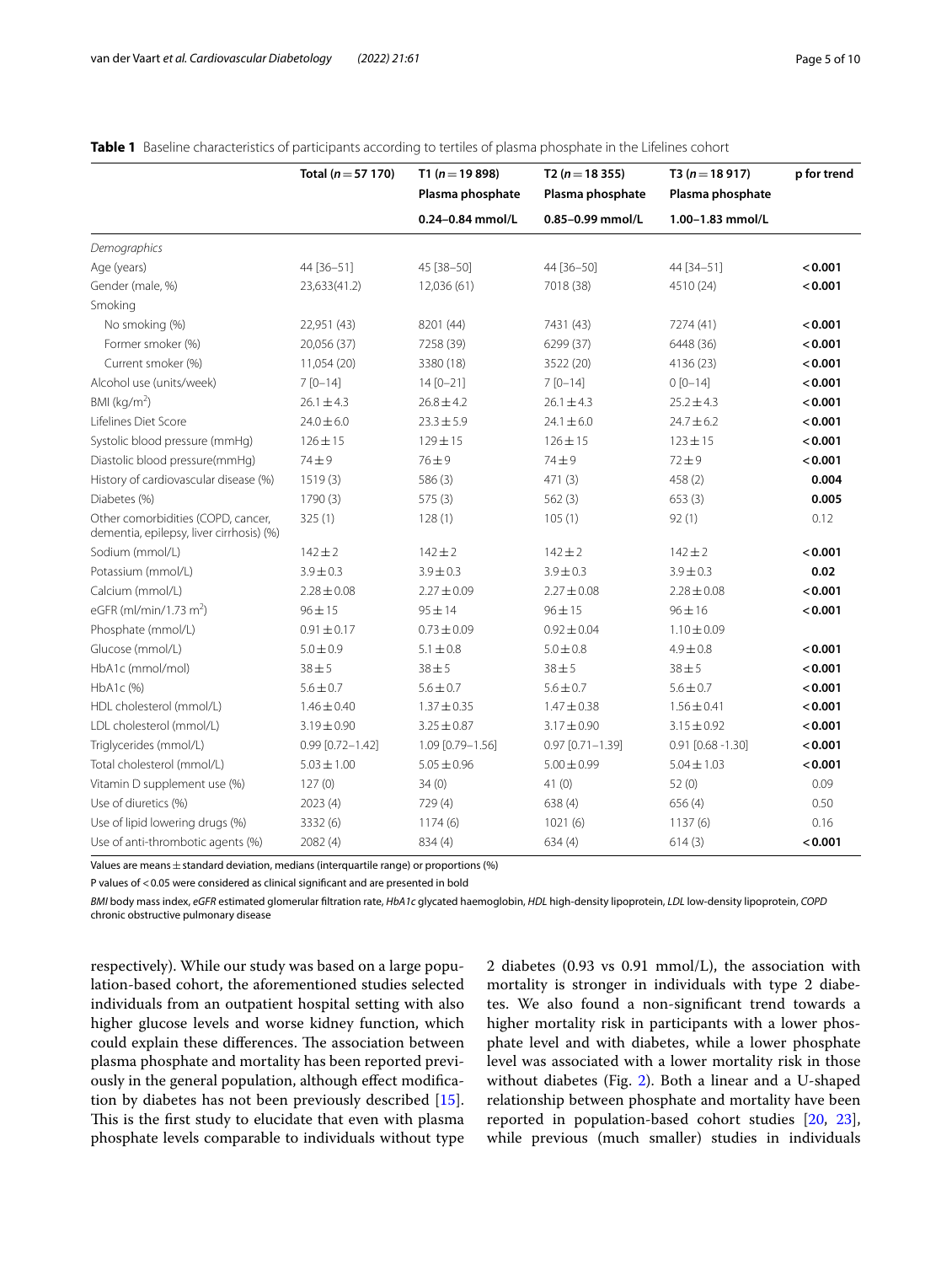**Table 1** Baseline characteristics of participants according to tertiles of plasma phosphate in the Lifelines cohort

| | Total (n = 57 170) | T1 (n = 19 898) Plasma phosphate 0.24–0.84 mmol/L | T2 (n = 18 355) Plasma phosphate 0.85–0.99 mmol/L | T3 (n = 18 917) Plasma phosphate 1.00–1.83 mmol/L | p for trend |
|---|---|---|---|---|---|
| *Demographics* | | | | | |
| Age (years) | 44 [36–51] | 45 [38–50] | 44 [36–50] | 44 [34–51] | **< 0.001** |
| Gender (male, %) | 23,633(41.2) | 12,036 (61) | 7018 (38) | 4510 (24) | **< 0.001** |
| Smoking | | | | | |
| No smoking (%) | 22,951 (43) | 8201 (44) | 7431 (43) | 7274 (41) | **< 0.001** |
| Former smoker (%) | 20,056 (37) | 7258 (39) | 6299 (37) | 6448 (36) | **< 0.001** |
| Current smoker (%) | 11,054 (20) | 3380 (18) | 3522 (20) | 4136 (23) | **< 0.001** |
| Alcohol use (units/week) | 7 [0–14] | 14 [0–21] | 7 [0–14] | 0 [0–14] | **< 0.001** |
| BMI (kg/m$^2$) | 26.1 ± 4.3 | 26.8 ± 4.2 | 26.1 ± 4.3 | 25.2 ± 4.3 | **< 0.001** |
| Lifelines Diet Score | 24.0 ± 6.0 | 23.3 ± 5.9 | 24.1 ± 6.0 | 24.7 ± 6.2 | **< 0.001** |
| Systolic blood pressure (mmHg) | 126 ± 15 | 129 ± 15 | 126 ± 15 | 123 ± 15 | **< 0.001** |
| Diastolic blood pressure(mmHg) | 74 ± 9 | 76 ± 9 | 74 ± 9 | 72 ± 9 | **< 0.001** |
| History of cardiovascular disease (%) | 1519 (3) | 586 (3) | 471 (3) | 458 (2) | **0.004** |
| Diabetes (%) | 1790 (3) | 575 (3) | 562 (3) | 653 (3) | **0.005** |
| Other comorbidities (COPD, cancer, dementia, epilepsy, liver cirrhosis) (%) | 325 (1) | 128 (1) | 105 (1) | 92 (1) | 0.12 |
| Sodium (mmol/L) | 142 ± 2 | 142 ± 2 | 142 ± 2 | 142 ± 2 | **< 0.001** |
| Potassium (mmol/L) | 3.9 ± 0.3 | 3.9 ± 0.3 | 3.9 ± 0.3 | 3.9 ± 0.3 | **0.02** |
| Calcium (mmol/L) | 2.28 ± 0.08 | 2.27 ± 0.09 | 2.27 ± 0.08 | 2.28 ± 0.08 | **< 0.001** |
| eGFR (ml/min/1.73 m$^2$) | 96 ± 15 | 95 ± 14 | 96 ± 15 | 96 ± 16 | **< 0.001** |
| Phosphate (mmol/L) | 0.91 ± 0.17 | 0.73 ± 0.09 | 0.92 ± 0.04 | 1.10 ± 0.09 | |
| Glucose (mmol/L) | 5.0 ± 0.9 | 5.1 ± 0.8 | 5.0 ± 0.8 | 4.9 ± 0.8 | **< 0.001** |
| HbA1c (mmol/mol) | 38 ± 5 | 38 ± 5 | 38 ± 5 | 38 ± 5 | **< 0.001** |
| HbA1c (%) | 5.6 ± 0.7 | 5.6 ± 0.7 | 5.6 ± 0.7 | 5.6 ± 0.7 | **< 0.001** |
| HDL cholesterol (mmol/L) | 1.46 ± 0.40 | 1.37 ± 0.35 | 1.47 ± 0.38 | 1.56 ± 0.41 | **< 0.001** |
| LDL cholesterol (mmol/L) | 3.19 ± 0.90 | 3.25 ± 0.87 | 3.17 ± 0.90 | 3.15 ± 0.92 | **< 0.001** |
| Triglycerides (mmol/L) | 0.99 [0.72–1.42] | 1.09 [0.79–1.56] | 0.97 [0.71–1.39] | 0.91 [0.68 -1.30] | **< 0.001** |
| Total cholesterol (mmol/L) | 5.03 ± 1.00 | 5.05 ± 0.96 | 5.00 ± 0.99 | 5.04 ± 1.03 | **< 0.001** |
| Vitamin D supplement use (%) | 127 (0) | 34 (0) | 41 (0) | 52 (0) | 0.09 |
| Use of diuretics (%) | 2023 (4) | 729 (4) | 638 (4) | 656 (4) | 0.50 |
| Use of lipid lowering drugs (%) | 3332 (6) | 1174 (6) | 1021 (6) | 1137 (6) | 0.16 |
| Use of anti-thrombotic agents (%) | 2082 (4) | 834 (4) | 634 (4) | 614 (3) | **< 0.001** |

Values are means ± standard deviation, medians (interquartile range) or proportions (%)

P values of < 0.05 were considered as clinical significant and are presented in bold

*BMI* body mass index, *eGFR* estimated glomerular filtration rate, *HbA1c* glycated haemoglobin, *HDL* high-density lipoprotein, *LDL* low-density lipoprotein, *COPD* chronic obstructive pulmonary disease

respectively). While our study was based on a large population-based cohort, the aforementioned studies selected individuals from an outpatient hospital setting with also higher glucose levels and worse kidney function, which could explain these differences. The association between plasma phosphate and mortality has been reported previously in the general population, although effect modification by diabetes has not been previously described [15]. This is the first study to elucidate that even with plasma phosphate levels comparable to individuals without type 2 diabetes (0.93 vs 0.91 mmol/L), the association with mortality is stronger in individuals with type 2 diabetes. We also found a non-significant trend towards a higher mortality risk in participants with a lower phosphate level and with diabetes, while a lower phosphate level was associated with a lower mortality risk in those without diabetes (Fig. 2). Both a linear and a U-shaped relationship between phosphate and mortality have been reported in population-based cohort studies [20, 23], while previous (much smaller) studies in individuals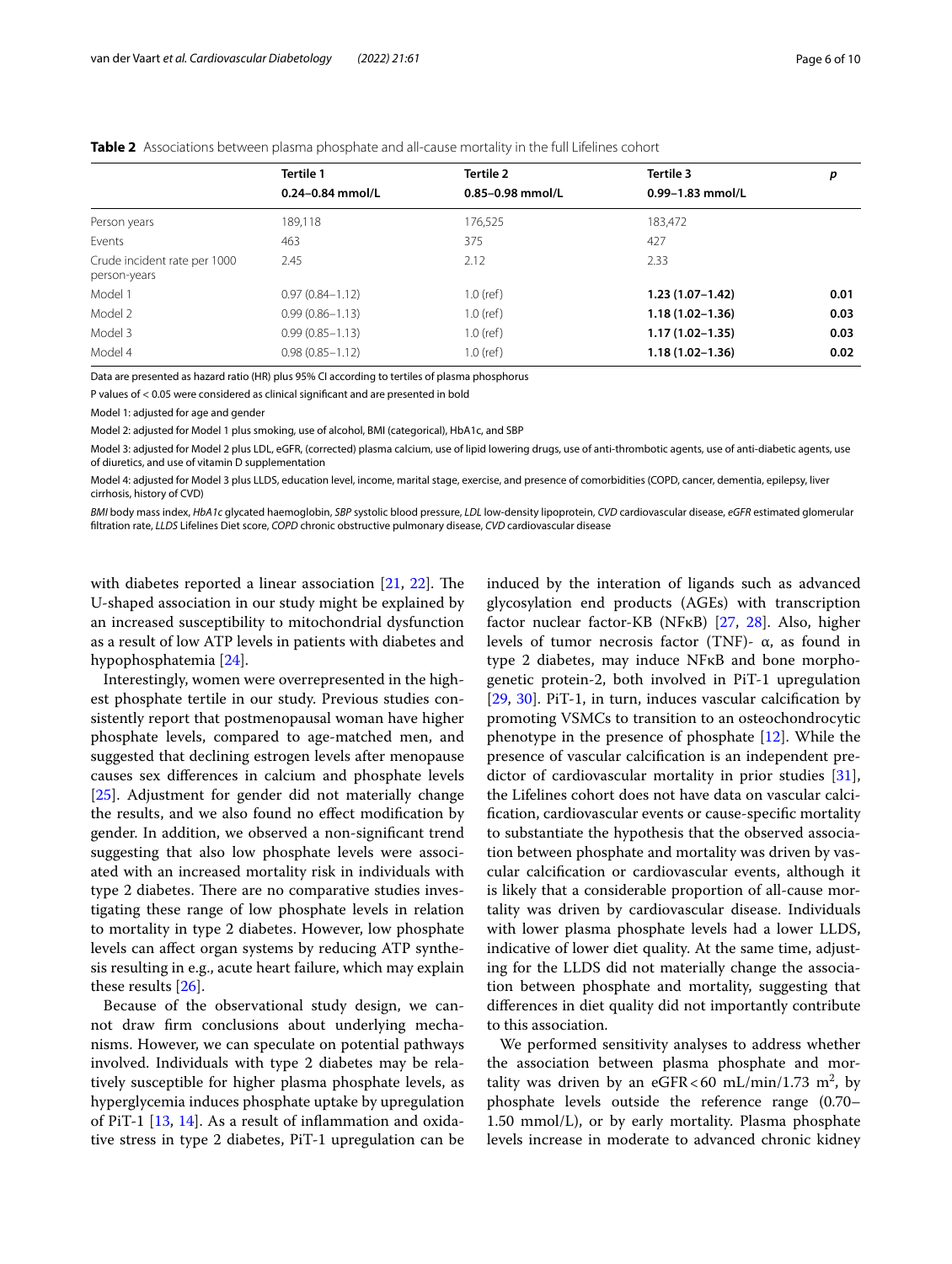**Table 2** Associations between plasma phosphate and all-cause mortality in the full Lifelines cohort

| | Tertile 1<br>0.24–0.84 mmol/L | Tertile 2<br>0.85–0.98 mmol/L | Tertile 3<br>0.99–1.83 mmol/L | *p* |
|---|---|---|---|---|
| Person years | 189,118 | 176,525 | 183,472 | |
| Events | 463 | 375 | 427 | |
| Crude incident rate per 1000 person-years | 2.45 | 2.12 | 2.33 | |
| Model 1 | 0.97 (0.84–1.12) | 1.0 (ref) | **1.23 (1.07–1.42)** | **0.01** |
| Model 2 | 0.99 (0.86–1.13) | 1.0 (ref) | **1.18 (1.02–1.36)** | **0.03** |
| Model 3 | 0.99 (0.85–1.13) | 1.0 (ref) | **1.17 (1.02–1.35)** | **0.03** |
| Model 4 | 0.98 (0.85–1.12) | 1.0 (ref) | **1.18 (1.02–1.36)** | **0.02** |

Data are presented as hazard ratio (HR) plus 95% CI according to tertiles of plasma phosphorus

P values of < 0.05 were considered as clinical significant and are presented in bold

Model 1: adjusted for age and gender

Model 2: adjusted for Model 1 plus smoking, use of alcohol, BMI (categorical), HbA1c, and SBP

Model 3: adjusted for Model 2 plus LDL, eGFR, (corrected) plasma calcium, use of lipid lowering drugs, use of anti-thrombotic agents, use of anti-diabetic agents, use of diuretics, and use of vitamin D supplementation

Model 4: adjusted for Model 3 plus LLDS, education level, income, marital stage, exercise, and presence of comorbidities (COPD, cancer, dementia, epilepsy, liver cirrhosis, history of CVD)

*BMI* body mass index, *HbA1c* glycated haemoglobin, *SBP* systolic blood pressure, *LDL* low-density lipoprotein, *CVD* cardiovascular disease, *eGFR* estimated glomerular filtration rate, *LLDS* Lifelines Diet score, *COPD* chronic obstructive pulmonary disease, *CVD* cardiovascular disease

with diabetes reported a linear association [21, 22]. The U-shaped association in our study might be explained by an increased susceptibility to mitochondrial dysfunction as a result of low ATP levels in patients with diabetes and hypophosphatemia [24].

Interestingly, women were overrepresented in the highest phosphate tertile in our study. Previous studies consistently report that postmenopausal woman have higher phosphate levels, compared to age-matched men, and suggested that declining estrogen levels after menopause causes sex differences in calcium and phosphate levels [25]. Adjustment for gender did not materially change the results, and we also found no effect modification by gender. In addition, we observed a non-significant trend suggesting that also low phosphate levels were associated with an increased mortality risk in individuals with type 2 diabetes. There are no comparative studies investigating these range of low phosphate levels in relation to mortality in type 2 diabetes. However, low phosphate levels can affect organ systems by reducing ATP synthesis resulting in e.g., acute heart failure, which may explain these results [26].

Because of the observational study design, we cannot draw firm conclusions about underlying mechanisms. However, we can speculate on potential pathways involved. Individuals with type 2 diabetes may be relatively susceptible for higher plasma phosphate levels, as hyperglycemia induces phosphate uptake by upregulation of PiT-1 [13, 14]. As a result of inflammation and oxidative stress in type 2 diabetes, PiT-1 upregulation can be induced by the interation of ligands such as advanced glycosylation end products (AGEs) with transcription factor nuclear factor-KB (NFκB) [27, 28]. Also, higher levels of tumor necrosis factor (TNF)- α, as found in type 2 diabetes, may induce NFκB and bone morphogenetic protein-2, both involved in PiT-1 upregulation [29, 30]. PiT-1, in turn, induces vascular calcification by promoting VSMCs to transition to an osteochondrocytic phenotype in the presence of phosphate [12]. While the presence of vascular calcification is an independent predictor of cardiovascular mortality in prior studies [31], the Lifelines cohort does not have data on vascular calcification, cardiovascular events or cause-specific mortality to substantiate the hypothesis that the observed association between phosphate and mortality was driven by vascular calcification or cardiovascular events, although it is likely that a considerable proportion of all-cause mortality was driven by cardiovascular disease. Individuals with lower plasma phosphate levels had a lower LLDS, indicative of lower diet quality. At the same time, adjusting for the LLDS did not materially change the association between phosphate and mortality, suggesting that differences in diet quality did not importantly contribute to this association.

We performed sensitivity analyses to address whether the association between plasma phosphate and mortality was driven by an eGFR < 60 mL/min/1.73 m$^2$, by phosphate levels outside the reference range (0.70–1.50 mmol/L), or by early mortality. Plasma phosphate levels increase in moderate to advanced chronic kidney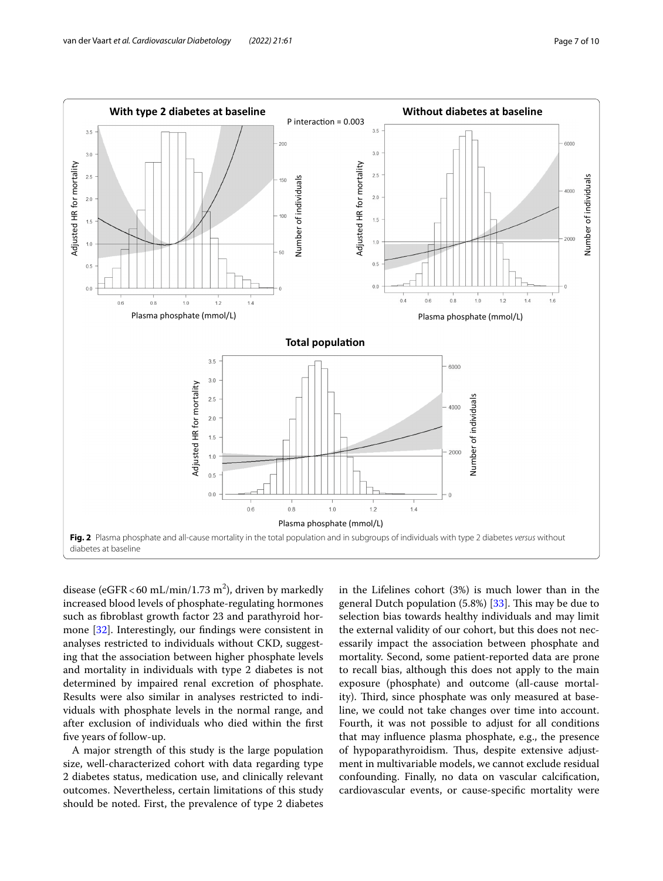**Fig. 2** Plasma phosphate and all-cause mortality in the total population and in subgroups of individuals with type 2 diabetes *versus* without diabetes at baseline

disease (eGFR < 60 mL/min/1.73 m$^2$), driven by markedly increased blood levels of phosphate-regulating hormones such as fibroblast growth factor 23 and parathyroid hormone [32]. Interestingly, our findings were consistent in analyses restricted to individuals without CKD, suggesting that the association between higher phosphate levels and mortality in individuals with type 2 diabetes is not determined by impaired renal excretion of phosphate. Results were also similar in analyses restricted to individuals with phosphate levels in the normal range, and after exclusion of individuals who died within the first five years of follow-up.

A major strength of this study is the large population size, well-characterized cohort with data regarding type 2 diabetes status, medication use, and clinically relevant outcomes. Nevertheless, certain limitations of this study should be noted. First, the prevalence of type 2 diabetes in the Lifelines cohort (3%) is much lower than in the general Dutch population (5.8%) [33]. This may be due to selection bias towards healthy individuals and may limit the external validity of our cohort, but this does not necessarily impact the association between phosphate and mortality. Second, some patient-reported data are prone to recall bias, although this does not apply to the main exposure (phosphate) and outcome (all-cause mortality). Third, since phosphate was only measured at baseline, we could not take changes over time into account. Fourth, it was not possible to adjust for all conditions that may influence plasma phosphate, e.g., the presence of hypoparathyroidism. Thus, despite extensive adjustment in multivariable models, we cannot exclude residual confounding. Finally, no data on vascular calcification, cardiovascular events, or cause-specific mortality were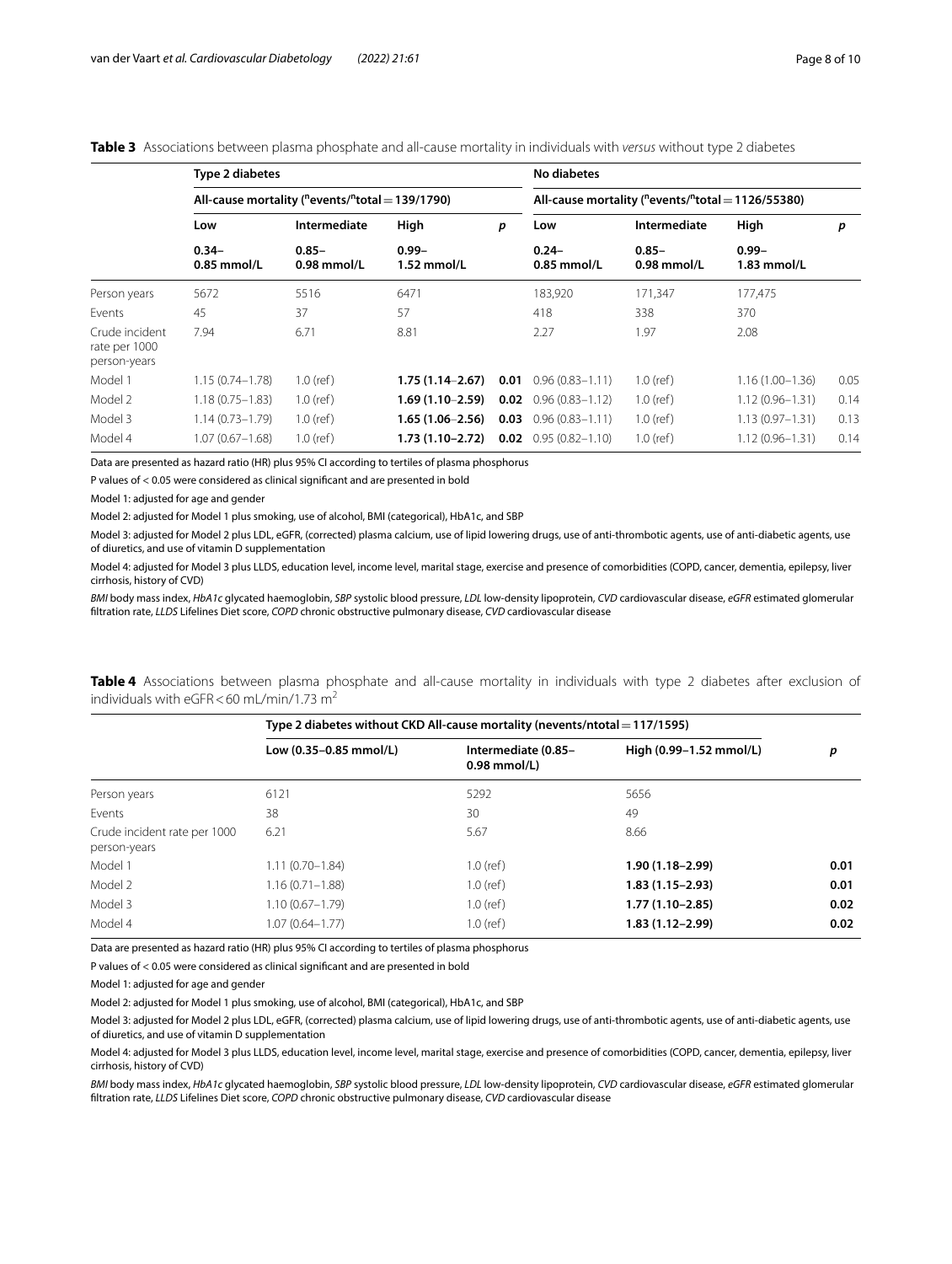**Table 3** Associations between plasma phosphate and all-cause mortality in individuals with *versus* without type 2 diabetes

| | Type 2 diabetes | | | | No diabetes | | | |
|---|---|---|---|---|---|---|---|---|
| | All-cause mortality ($^n$events/$^n$total = 139/1790) | | | | All-cause mortality ($^n$events/$^n$total = 1126/55380) | | | |
| | Low | Intermediate | High | *p* | Low | Intermediate | High | *p* |
| | 0.34–0.85 mmol/L | 0.85–0.98 mmol/L | 0.99–1.52 mmol/L | | 0.24–0.85 mmol/L | 0.85–0.98 mmol/L | 0.99–1.83 mmol/L | |
| Person years | 5672 | 5516 | 6471 | | 183,920 | 171,347 | 177,475 | |
| Events | 45 | 37 | 57 | | 418 | 338 | 370 | |
| Crude incident rate per 1000 person-years | 7.94 | 6.71 | 8.81 | | 2.27 | 1.97 | 2.08 | |
| Model 1 | 1.15 (0.74–1.78) | 1.0 (ref) | **1.75 (1.14–2.67)** | **0.01** | 0.96 (0.83–1.11) | 1.0 (ref) | 1.16 (1.00–1.36) | 0.05 |
| Model 2 | 1.18 (0.75–1.83) | 1.0 (ref) | **1.69 (1.10–2.59)** | **0.02** | 0.96 (0.83–1.12) | 1.0 (ref) | 1.12 (0.96–1.31) | 0.14 |
| Model 3 | 1.14 (0.73–1.79) | 1.0 (ref) | **1.65 (1.06–2.56)** | **0.03** | 0.96 (0.83–1.11) | 1.0 (ref) | 1.13 (0.97–1.31) | 0.13 |
| Model 4 | 1.07 (0.67–1.68) | 1.0 (ref) | **1.73 (1.10–2.72)** | **0.02** | 0.95 (0.82–1.10) | 1.0 (ref) | 1.12 (0.96–1.31) | 0.14 |

Data are presented as hazard ratio (HR) plus 95% CI according to tertiles of plasma phosphorus

P values of < 0.05 were considered as clinical significant and are presented in bold

Model 1: adjusted for age and gender

Model 2: adjusted for Model 1 plus smoking, use of alcohol, BMI (categorical), HbA1c, and SBP

Model 3: adjusted for Model 2 plus LDL, eGFR, (corrected) plasma calcium, use of lipid lowering drugs, use of anti-thrombotic agents, use of anti-diabetic agents, use of diuretics, and use of vitamin D supplementation

Model 4: adjusted for Model 3 plus LLDS, education level, income level, marital stage, exercise and presence of comorbidities (COPD, cancer, dementia, epilepsy, liver cirrhosis, history of CVD)

*BMI* body mass index, *HbA1c* glycated haemoglobin, *SBP* systolic blood pressure, *LDL* low-density lipoprotein, *CVD* cardiovascular disease, *eGFR* estimated glomerular filtration rate, *LLDS* Lifelines Diet score, *COPD* chronic obstructive pulmonary disease, *CVD* cardiovascular disease

**Table 4** Associations between plasma phosphate and all-cause mortality in individuals with type 2 diabetes after exclusion of individuals with eGFR < 60 mL/min/1.73 m$^2$

| | Type 2 diabetes without CKD All-cause mortality (nevents/ntotal = 117/1595) | | | |
|---|---|---|---|---|
| | Low (0.35–0.85 mmol/L) | Intermediate (0.85–0.98 mmol/L) | High (0.99–1.52 mmol/L) | *p* |
| Person years | 6121 | 5292 | 5656 | |
| Events | 38 | 30 | 49 | |
| Crude incident rate per 1000 person-years | 6.21 | 5.67 | 8.66 | |
| Model 1 | 1.11 (0.70–1.84) | 1.0 (ref) | **1.90 (1.18–2.99)** | **0.01** |
| Model 2 | 1.16 (0.71–1.88) | 1.0 (ref) | **1.83 (1.15–2.93)** | **0.01** |
| Model 3 | 1.10 (0.67–1.79) | 1.0 (ref) | **1.77 (1.10–2.85)** | **0.02** |
| Model 4 | 1.07 (0.64–1.77) | 1.0 (ref) | **1.83 (1.12–2.99)** | **0.02** |

Data are presented as hazard ratio (HR) plus 95% CI according to tertiles of plasma phosphorus

P values of < 0.05 were considered as clinical significant and are presented in bold

Model 1: adjusted for age and gender

Model 2: adjusted for Model 1 plus smoking, use of alcohol, BMI (categorical), HbA1c, and SBP

Model 3: adjusted for Model 2 plus LDL, eGFR, (corrected) plasma calcium, use of lipid lowering drugs, use of anti-thrombotic agents, use of anti-diabetic agents, use of diuretics, and use of vitamin D supplementation

Model 4: adjusted for Model 3 plus LLDS, education level, income level, marital stage, exercise and presence of comorbidities (COPD, cancer, dementia, epilepsy, liver cirrhosis, history of CVD)

*BMI* body mass index, *HbA1c* glycated haemoglobin, *SBP* systolic blood pressure, *LDL* low-density lipoprotein, *CVD* cardiovascular disease, *eGFR* estimated glomerular filtration rate, *LLDS* Lifelines Diet score, *COPD* chronic obstructive pulmonary disease, *CVD* cardiovascular disease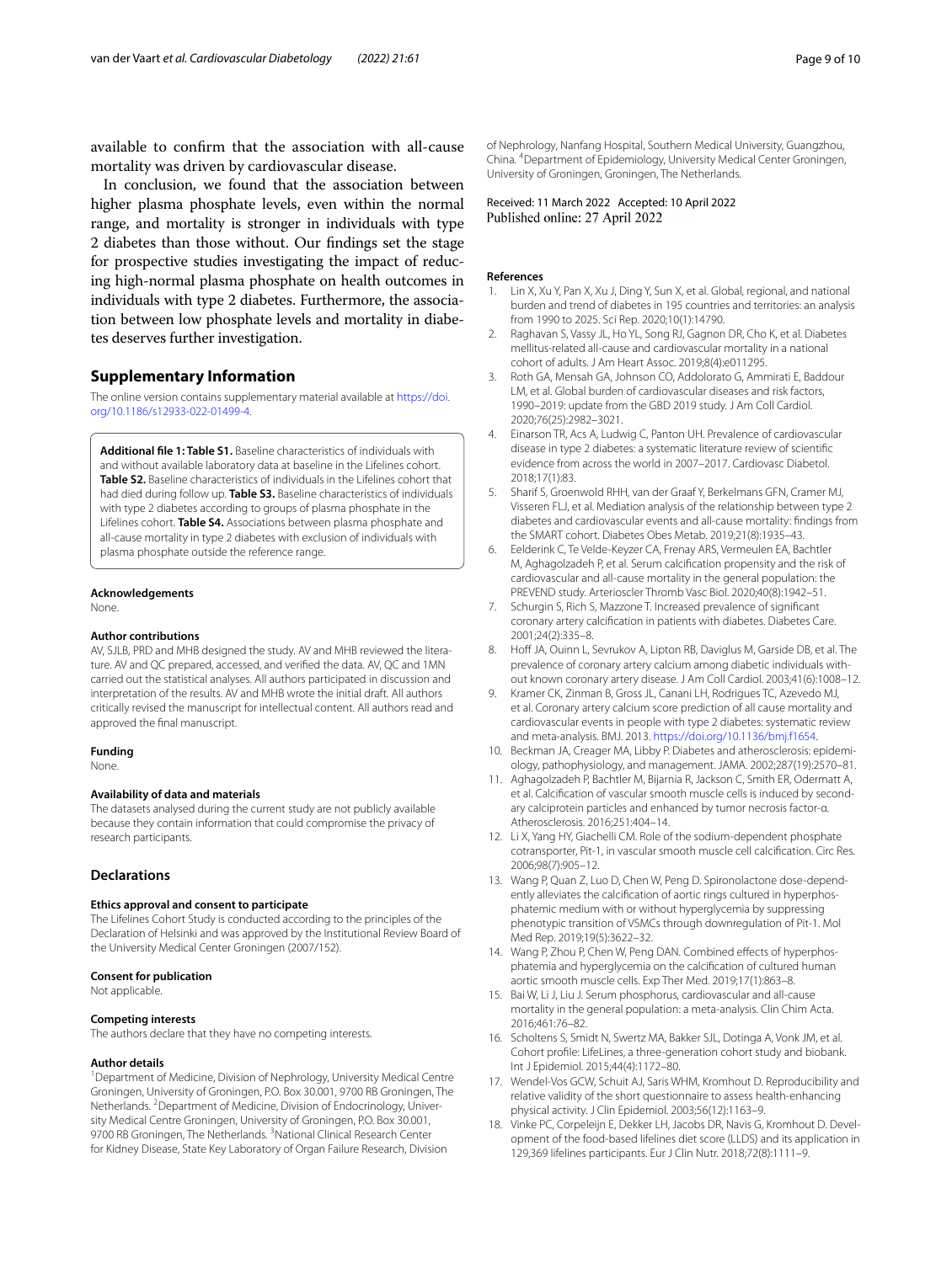available to confirm that the association with all-cause mortality was driven by cardiovascular disease.

In conclusion, we found that the association between higher plasma phosphate levels, even within the normal range, and mortality is stronger in individuals with type 2 diabetes than those without. Our findings set the stage for prospective studies investigating the impact of reducing high-normal plasma phosphate on health outcomes in individuals with type 2 diabetes. Furthermore, the association between low phosphate levels and mortality in diabetes deserves further investigation.

## Supplementary Information

The online version contains supplementary material available at https://doi.org/10.1186/s12933-022-01499-4.

**Additional file 1: Table S1.** Baseline characteristics of individuals with and without available laboratory data at baseline in the Lifelines cohort. **Table S2.** Baseline characteristics of individuals in the Lifelines cohort that had died during follow up. **Table S3.** Baseline characteristics of individuals with type 2 diabetes according to groups of plasma phosphate in the Lifelines cohort. **Table S4.** Associations between plasma phosphate and all-cause mortality in type 2 diabetes with exclusion of individuals with plasma phosphate outside the reference range.

#### Acknowledgements

None.

#### Author contributions

AV, SJLB, PRD and MHB designed the study. AV and MHB reviewed the literature. AV and QC prepared, accessed, and verified the data. AV, QC and 1MN carried out the statistical analyses. All authors participated in discussion and interpretation of the results. AV and MHB wrote the initial draft. All authors critically revised the manuscript for intellectual content. All authors read and approved the final manuscript.

#### Funding

None.

#### Availability of data and materials

The datasets analysed during the current study are not publicly available because they contain information that could compromise the privacy of research participants.

## Declarations

#### Ethics approval and consent to participate

The Lifelines Cohort Study is conducted according to the principles of the Declaration of Helsinki and was approved by the Institutional Review Board of the University Medical Center Groningen (2007/152).

#### Consent for publication

Not applicable.

#### Competing interests

The authors declare that they have no competing interests.

#### Author details

[1]Department of Medicine, Division of Nephrology, University Medical Centre Groningen, University of Groningen, P.O. Box 30.001, 9700 RB Groningen, The Netherlands. [2]Department of Medicine, Division of Endocrinology, University Medical Centre Groningen, University of Groningen, P.O. Box 30.001, 9700 RB Groningen, The Netherlands. [3]National Clinical Research Center for Kidney Disease, State Key Laboratory of Organ Failure Research, Division of Nephrology, Nanfang Hospital, Southern Medical University, Guangzhou, China. [4]Department of Epidemiology, University Medical Center Groningen, University of Groningen, Groningen, The Netherlands.

Received: 11 March 2022 Accepted: 10 April 2022
Published online: 27 April 2022

#### References

1. Lin X, Xu Y, Pan X, Xu J, Ding Y, Sun X, et al. Global, regional, and national burden and trend of diabetes in 195 countries and territories: an analysis from 1990 to 2025. Sci Rep. 2020;10(1):14790.
2. Raghavan S, Vassy JL, Ho YL, Song RJ, Gagnon DR, Cho K, et al. Diabetes mellitus-related all-cause and cardiovascular mortality in a national cohort of adults. J Am Heart Assoc. 2019;8(4):e011295.
3. Roth GA, Mensah GA, Johnson CO, Addolorato G, Ammirati E, Baddour LM, et al. Global burden of cardiovascular diseases and risk factors, 1990–2019: update from the GBD 2019 study. J Am Coll Cardiol. 2020;76(25):2982–3021.
4. Einarson TR, Acs A, Ludwig C, Panton UH. Prevalence of cardiovascular disease in type 2 diabetes: a systematic literature review of scientific evidence from across the world in 2007–2017. Cardiovasc Diabetol. 2018;17(1):83.
5. Sharif S, Groenwold RHH, van der Graaf Y, Berkelmans GFN, Cramer MJ, Visseren FLJ, et al. Mediation analysis of the relationship between type 2 diabetes and cardiovascular events and all-cause mortality: findings from the SMART cohort. Diabetes Obes Metab. 2019;21(8):1935–43.
6. Eelderink C, Te Velde-Keyzer CA, Frenay ARS, Vermeulen EA, Bachtler M, Aghagolzadeh P, et al. Serum calcification propensity and the risk of cardiovascular and all-cause mortality in the general population: the PREVEND study. Arterioscler Thromb Vasc Biol. 2020;40(8):1942–51.
7. Schurgin S, Rich S, Mazzone T. Increased prevalence of significant coronary artery calcification in patients with diabetes. Diabetes Care. 2001;24(2):335–8.
8. Hoff JA, Quinn L, Sevrukov A, Lipton RB, Daviglus M, Garside DB, et al. The prevalence of coronary artery calcium among diabetic individuals without known coronary artery disease. J Am Coll Cardiol. 2003;41(6):1008–12.
9. Kramer CK, Zinman B, Gross JL, Canani LH, Rodrigues TC, Azevedo MJ, et al. Coronary artery calcium score prediction of all cause mortality and cardiovascular events in people with type 2 diabetes: systematic review and meta-analysis. BMJ. 2013. https://doi.org/10.1136/bmj.f1654.
10. Beckman JA, Creager MA, Libby P. Diabetes and atherosclerosis: epidemiology, pathophysiology, and management. JAMA. 2002;287(19):2570–81.
11. Aghagolzadeh P, Bachtler M, Bijarnia R, Jackson C, Smith ER, Odermatt A, et al. Calcification of vascular smooth muscle cells is induced by secondary calciprotein particles and enhanced by tumor necrosis factor-α. Atherosclerosis. 2016;251:404–14.
12. Li X, Yang HY, Giachelli CM. Role of the sodium-dependent phosphate cotransporter, Pit-1, in vascular smooth muscle cell calcification. Circ Res. 2006;98(7):905–12.
13. Wang P, Quan Z, Luo D, Chen W, Peng D. Spironolactone dose-dependently alleviates the calcification of aortic rings cultured in hyperphosphatemic medium with or without hyperglycemia by suppressing phenotypic transition of VSMCs through downregulation of Pit-1. Mol Med Rep. 2019;19(5):3622–32.
14. Wang P, Zhou P, Chen W, Peng DAN. Combined effects of hyperphosphatemia and hyperglycemia on the calcification of cultured human aortic smooth muscle cells. Exp Ther Med. 2019;17(1):863–8.
15. Bai W, Li J, Liu J. Serum phosphorus, cardiovascular and all-cause mortality in the general population: a meta-analysis. Clin Chim Acta. 2016;461:76–82.
16. Scholtens S, Smidt N, Swertz MA, Bakker SJL, Dotinga A, Vonk JM, et al. Cohort profile: LifeLines, a three-generation cohort study and biobank. Int J Epidemiol. 2015;44(4):1172–80.
17. Wendel-Vos GCW, Schuit AJ, Saris WHM, Kromhout D. Reproducibility and relative validity of the short questionnaire to assess health-enhancing physical activity. J Clin Epidemiol. 2003;56(12):1163–9.
18. Vinke PC, Corpeleijn E, Dekker LH, Jacobs DR, Navis G, Kromhout D. Development of the food-based lifelines diet score (LLDS) and its application in 129,369 lifelines participants. Eur J Clin Nutr. 2018;72(8):1111–9.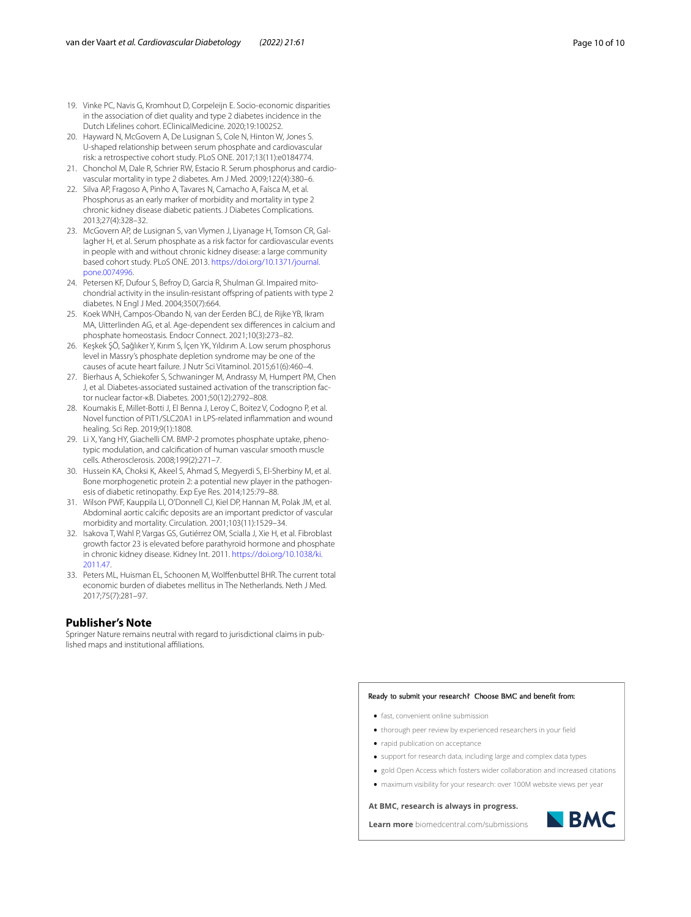19. Vinke PC, Navis G, Kromhout D, Corpeleijn E. Socio-economic disparities in the association of diet quality and type 2 diabetes incidence in the Dutch Lifelines cohort. EClinicalMedicine. 2020;19:100252.
20. Hayward N, McGovern A, De Lusignan S, Cole N, Hinton W, Jones S. U-shaped relationship between serum phosphate and cardiovascular risk: a retrospective cohort study. PLoS ONE. 2017;13(11):e0184774.
21. Chonchol M, Dale R, Schrier RW, Estacio R. Serum phosphorus and cardiovascular mortality in type 2 diabetes. Am J Med. 2009;122(4):380–6.
22. Silva AP, Fragoso A, Pinho A, Tavares N, Camacho A, Faísca M, et al. Phosphorus as an early marker of morbidity and mortality in type 2 chronic kidney disease diabetic patients. J Diabetes Complications. 2013;27(4):328–32.
23. McGovern AP, de Lusignan S, van Vlymen J, Liyanage H, Tomson CR, Gallagher H, et al. Serum phosphate as a risk factor for cardiovascular events in people with and without chronic kidney disease: a large community based cohort study. PLoS ONE. 2013. https://doi.org/10.1371/journal.pone.0074996.
24. Petersen KF, Dufour S, Befroy D, Garcia R, Shulman GI. Impaired mitochondrial activity in the insulin-resistant offspring of patients with type 2 diabetes. N Engl J Med. 2004;350(7):664.
25. Koek WNH, Campos-Obando N, van der Eerden BCJ, de Rijke YB, Ikram MA, Uitterlinden AG, et al. Age-dependent sex differences in calcium and phosphate homeostasis. Endocr Connect. 2021;10(3):273–82.
26. Keşkek ŞÖ, Sağlıker Y, Kırım S, İçen YK, Yıldırım A. Low serum phosphorus level in Massry's phosphate depletion syndrome may be one of the causes of acute heart failure. J Nutr Sci Vitaminol. 2015;61(6):460–4.
27. Bierhaus A, Schiekofer S, Schwaninger M, Andrassy M, Humpert PM, Chen J, et al. Diabetes-associated sustained activation of the transcription factor nuclear factor-κB. Diabetes. 2001;50(12):2792–808.
28. Koumakis E, Millet-Botti J, El Benna J, Leroy C, Boitez V, Codogno P, et al. Novel function of PiT1/SLC20A1 in LPS-related inflammation and wound healing. Sci Rep. 2019;9(1):1808.
29. Li X, Yang HY, Giachelli CM. BMP-2 promotes phosphate uptake, phenotypic modulation, and calcification of human vascular smooth muscle cells. Atherosclerosis. 2008;199(2):271–7.
30. Hussein KA, Choksi K, Akeel S, Ahmad S, Megyerdi S, El-Sherbiny M, et al. Bone morphogenetic protein 2: a potential new player in the pathogenesis of diabetic retinopathy. Exp Eye Res. 2014;125:79–88.
31. Wilson PWF, Kauppila LI, O'Donnell CJ, Kiel DP, Hannan M, Polak JM, et al. Abdominal aortic calcific deposits are an important predictor of vascular morbidity and mortality. Circulation. 2001;103(11):1529–34.
32. Isakova T, Wahl P, Vargas GS, Gutiérrez OM, Scialla J, Xie H, et al. Fibroblast growth factor 23 is elevated before parathyroid hormone and phosphate in chronic kidney disease. Kidney Int. 2011. https://doi.org/10.1038/ki.2011.47.
33. Peters ML, Huisman EL, Schoonen M, Wolffenbuttel BHR. The current total economic burden of diabetes mellitus in The Netherlands. Neth J Med. 2017;75(7):281–97.

## Publisher's Note

Springer Nature remains neutral with regard to jurisdictional claims in published maps and institutional affiliations.

Ready to submit your research? Choose BMC and benefit from:

- fast, convenient online submission
- thorough peer review by experienced researchers in your field
- rapid publication on acceptance
- support for research data, including large and complex data types
- gold Open Access which fosters wider collaboration and increased citations
- maximum visibility for your research: over 100M website views per year

**At BMC, research is always in progress.**

**Learn more** biomedcentral.com/submissions

BMC